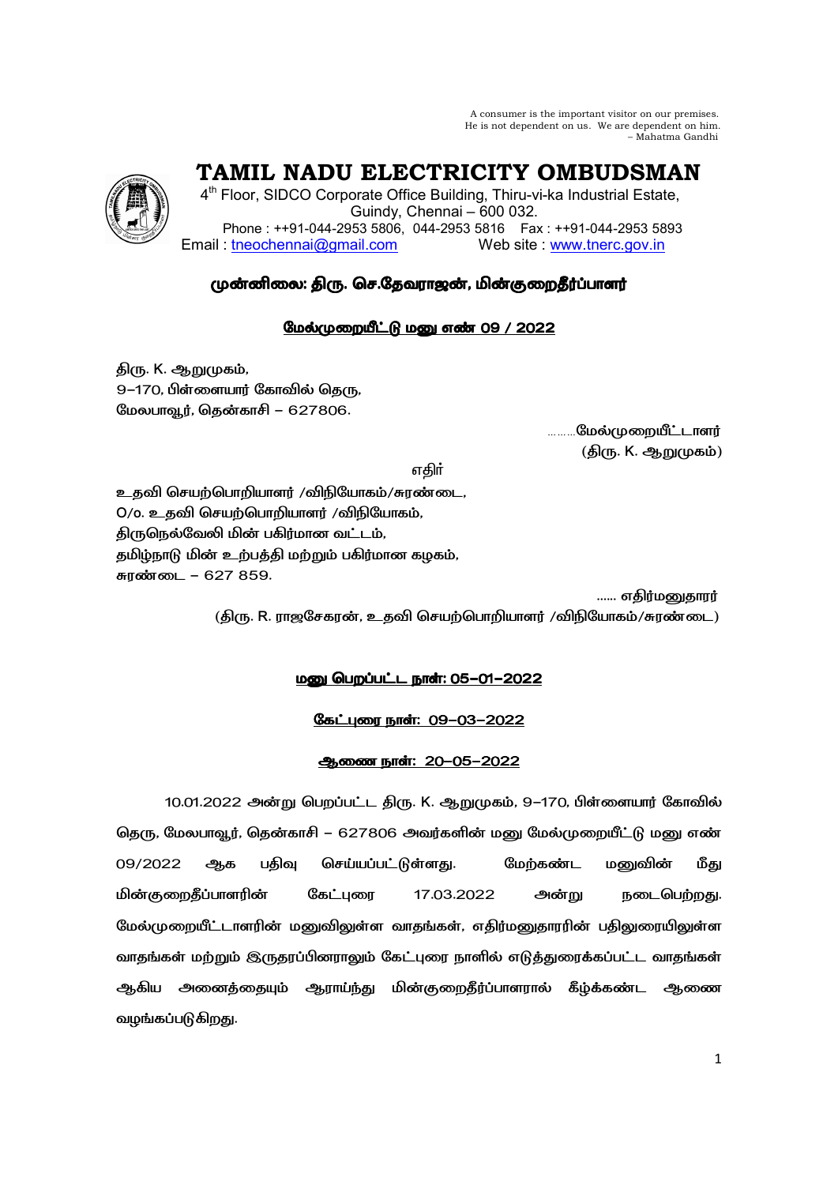A consumer is the important visitor on our premises.
He is not dependent on us. We are dependent on him.
– Mahatma Gandhi

# TAMIL NADU ELECTRICITY OMBUDSMAN

4th Floor, SIDCO Corporate Office Building, Thiru-vi-ka Industrial Estate,
Guindy, Chennai – 600 032.
Phone : ++91-044-2953 5806, 044-2953 5816 Fax : ++91-044-2953 5893
Email : tneochennai@gmail.com Web site : www.tnerc.gov.in

**முன்னிலை: திரு. செ.தேவராஜன், மின்குறைதீர்ப்பாளர்**

**மேல்முறையீட்டு மனு எண் 09 / 2022**

திரு. K. ஆறுமுகம்,
9–170, பிள்ளையார் கோவில் தெரு,
மேலபாவூர், தென்காசி – 627806.

………மேல்முறையீட்டாளர்
(திரு. K. ஆறுமுகம்)

எதிர்

உதவி செயற்பொறியாளர் /விநியோகம்/சுரண்டை,
O/o. உதவி செயற்பொறியாளர் /விநியோகம்,
திருநெல்வேலி மின் பகிர்மான வட்டம்,
தமிழ்நாடு மின் உற்பத்தி மற்றும் பகிர்மான கழகம்,
சுரண்டை – 627 859.

...... எதிர்மனுதாரர்
(திரு. R. ராஜசேகரன், உதவி செயற்பொறியாளர் /விநியோகம்/சுரண்டை)

**மனு பெறப்பட்ட நாள்: 05-01-2022**

**கேட்புரை நாள்: 09-03-2022**

**ஆணை நாள்: 20-05-2022**

10.01.2022 அன்று பெறப்பட்ட திரு. K. ஆறுமுகம், 9–170, பிள்ளையார் கோவில் தெரு, மேலபாவூர், தென்காசி – 627806 அவர்களின் மனு மேல்முறையீட்டு மனு எண் 09/2022 ஆக பதிவு செய்யப்பட்டுள்ளது. மேற்கண்ட மனுவின் மீது மின்குறைதீப்பாளரின் கேட்புரை 17.03.2022 அன்று நடைபெற்றது. மேல்முறையீட்டாளரின் மனுவிலுள்ள வாதங்கள், எதிர்மனுதாரரின் பதிலுரையிலுள்ள வாதங்கள் மற்றும் இருதரப்பினராலும் கேட்புரை நாளில் எடுத்துரைக்கப்பட்ட வாதங்கள் ஆகிய அனைத்தையும் ஆராய்ந்து மின்குறைதீர்ப்பாளரால் கீழ்க்கண்ட ஆணை வழங்கப்படுகிறது.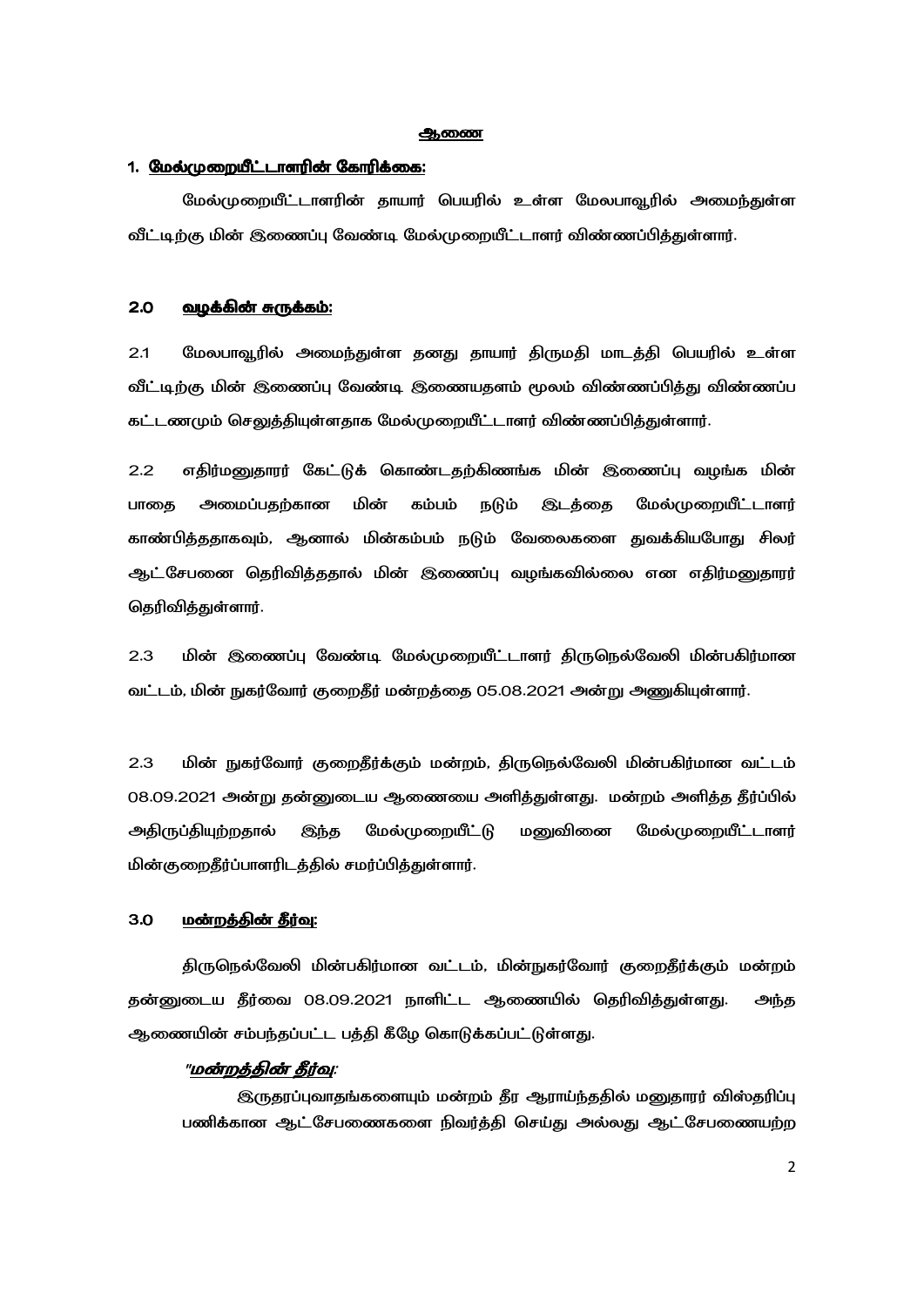## ஆணை

### 1. மேல்முறையீட்டாளரின் கோரிக்கை:

மேல்முறையீட்டாளரின் தாயார் பெயரில் உள்ள மேலபாவூரில் அமைந்துள்ள வீட்டிற்கு மின் இணைப்பு வேண்டி மேல்முறையீட்டாளர் விண்ணப்பித்துள்ளார்.

### 2.0 வழக்கின் சுருக்கம்:

2.1 மேலபாவூரில் அமைந்துள்ள தனது தாயார் திருமதி மாடத்தி பெயரில் உள்ள வீட்டிற்கு மின் இணைப்பு வேண்டி இணையதளம் மூலம் விண்ணப்பித்து விண்ணப்ப கட்டணமும் செலுத்தியுள்ளதாக மேல்முறையீட்டாளர் விண்ணப்பித்துள்ளார்.

2.2 எதிர்மனுதாரர் கேட்டுக் கொண்டதற்கிணங்க மின் இணைப்பு வழங்க மின் பாதை அமைப்பதற்கான மின் கம்பம் நடும் இடத்தை மேல்முறையீட்டாளர் காண்பித்ததாகவும், ஆனால் மின்கம்பம் நடும் வேலைகளை துவக்கியபோது சிலர் ஆட்சேபனை தெரிவித்ததால் மின் இணைப்பு வழங்கவில்லை என எதிர்மனுதாரர் தெரிவித்துள்ளார்.

2.3 மின் இணைப்பு வேண்டி மேல்முறையீட்டாளர் திருநெல்வேலி மின்பகிர்மான வட்டம், மின் நுகர்வோர் குறைதீர் மன்றத்தை 05.08.2021 அன்று அணுகியுள்ளார்.

2.3 மின் நுகர்வோர் குறைதீர்க்கும் மன்றம், திருநெல்வேலி மின்பகிர்மான வட்டம் 08.09.2021 அன்று தன்னுடைய ஆணையை அளித்துள்ளது. மன்றம் அளித்த தீர்ப்பில் அதிருப்தியுற்றதால் இந்த மேல்முறையீட்டு மனுவினை மேல்முறையீட்டாளர் மின்குறைதீர்ப்பாளரிடத்தில் சமர்ப்பித்துள்ளார்.

### 3.0 மன்றத்தின் தீர்வு:

திருநெல்வேலி மின்பகிர்மான வட்டம், மின்நுகர்வோர் குறைதீர்க்கும் மன்றம் தன்னுடைய தீர்வை 08.09.2021 நாளிட்ட ஆணையில் தெரிவித்துள்ளது. அந்த ஆணையின் சம்பந்தப்பட்ட பத்தி கீழே கொடுக்கப்பட்டுள்ளது.

*"**மன்றத்தின் தீர்வு**:*

இருதரப்புவாதங்களையும் மன்றம் தீர ஆராய்ந்ததில் மனுதாரர் விஸ்தரிப்பு பணிக்கான ஆட்சேபணைகளை நிவர்த்தி செய்து அல்லது ஆட்சேபணையற்ற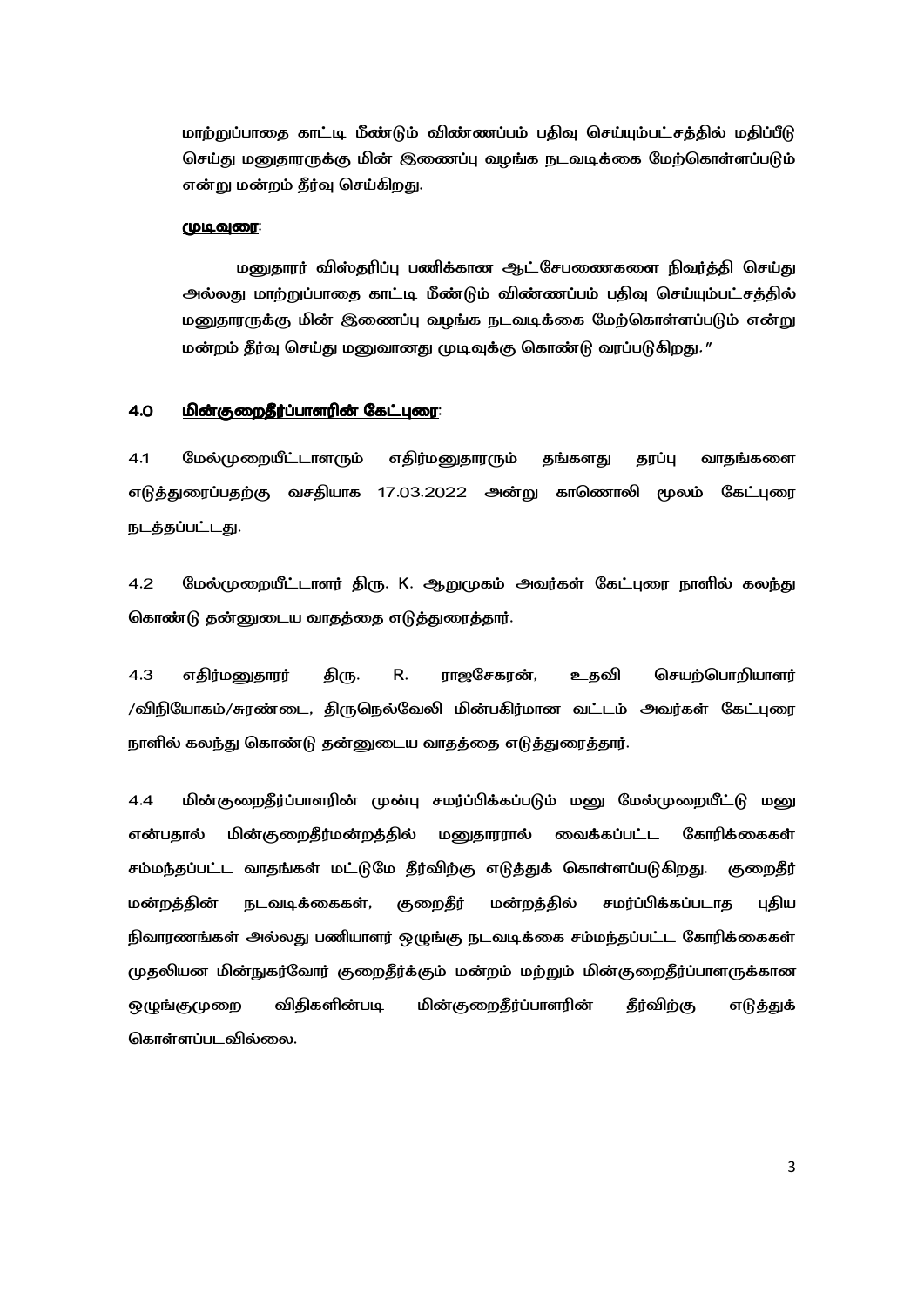மாற்றுப்பாதை காட்டி மீண்டும் விண்ணப்பம் பதிவு செய்யும்பட்சத்தில் மதிப்பீடு செய்து மனுதாரருக்கு மின் இணைப்பு வழங்க நடவடிக்கை மேற்கொள்ளப்படும் என்று மன்றம் தீர்வு செய்கிறது.

**முடிவுரை**:

மனுதாரர் விஸ்தரிப்பு பணிக்கான ஆட்சேபணைகளை நிவர்த்தி செய்து அல்லது மாற்றுப்பாதை காட்டி மீண்டும் விண்ணப்பம் பதிவு செய்யும்பட்சத்தில் மனுதாரருக்கு மின் இணைப்பு வழங்க நடவடிக்கை மேற்கொள்ளப்படும் என்று மன்றம் தீர்வு செய்து மனுவானது முடிவுக்கு கொண்டு வரப்படுகிறது."

## 4.0 மின்குறைதீர்ப்பாளரின் கேட்புரை:

4.1 மேல்முறையீட்டாளரும் எதிர்மனுதாரரும் தங்களது தரப்பு வாதங்களை எடுத்துரைப்பதற்கு வசதியாக 17.03.2022 அன்று காணொலி மூலம் கேட்புரை நடத்தப்பட்டது.

4.2 மேல்முறையீட்டாளர் திரு. K. ஆறுமுகம் அவர்கள் கேட்புரை நாளில் கலந்து கொண்டு தன்னுடைய வாதத்தை எடுத்துரைத்தார்.

4.3 எதிர்மனுதாரர் திரு. R. ராஜசேகரன், உதவி செயற்பொறியாளர் /விநியோகம்/சுரண்டை, திருநெல்வேலி மின்பகிர்மான வட்டம் அவர்கள் கேட்புரை நாளில் கலந்து கொண்டு தன்னுடைய வாதத்தை எடுத்துரைத்தார்.

4.4 மின்குறைதீர்ப்பாளரின் முன்பு சமர்ப்பிக்கப்படும் மனு மேல்முறையீட்டு மனு என்பதால் மின்குறைதீர்மன்றத்தில் மனுதாரரால் வைக்கப்பட்ட கோரிக்கைகள் சம்மந்தப்பட்ட வாதங்கள் மட்டுமே தீர்விற்கு எடுத்துக் கொள்ளப்படுகிறது. குறைதீர் மன்றத்தின் நடவடிக்கைகள், குறைதீர் மன்றத்தில் சமர்ப்பிக்கப்படாத புதிய நிவாரணங்கள் அல்லது பணியாளர் ஒழுங்கு நடவடிக்கை சம்மந்தப்பட்ட கோரிக்கைகள் முதலியன மின்நுகர்வோர் குறைதீர்க்கும் மன்றம் மற்றும் மின்குறைதீர்ப்பாளருக்கான ஒழுங்குமுறை விதிகளின்படி மின்குறைதீர்ப்பாளரின் தீர்விற்கு எடுத்துக் கொள்ளப்படவில்லை.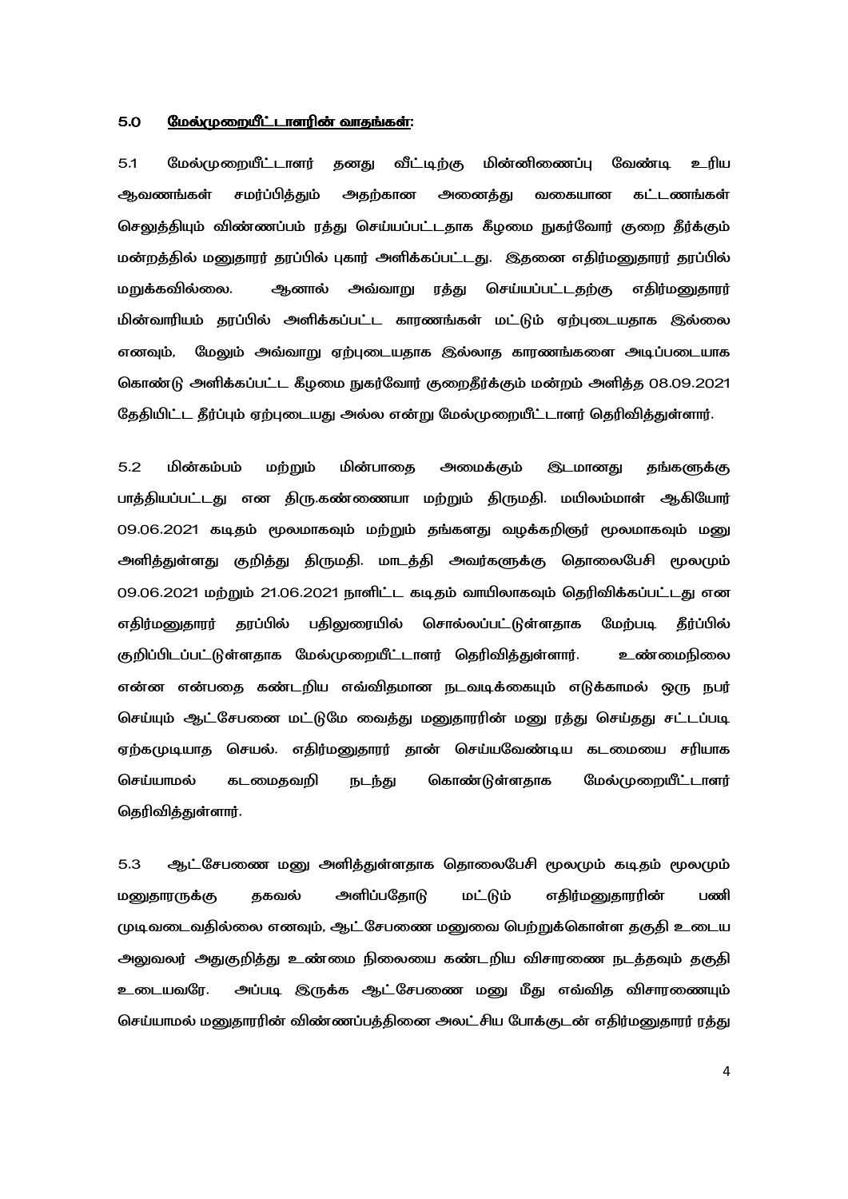## 5.0 மேல்முறையீட்டாளரின் வாதங்கள்:

5.1 மேல்முறையீட்டாளர் தனது வீட்டிற்கு மின்னிணைப்பு வேண்டி உரிய ஆவணங்கள் சமர்ப்பித்தும் அதற்கான அனைத்து வகையான கட்டணங்கள் செலுத்தியும் விண்ணப்பம் ரத்து செய்யப்பட்டதாக கீழமை நுகர்வோர் குறை தீர்க்கும் மன்றத்தில் மனுதாரர் தரப்பில் புகார் அளிக்கப்பட்டது. இதனை எதிர்மனுதாரர் தரப்பில் மறுக்கவில்லை. ஆனால் அவ்வாறு ரத்து செய்யப்பட்டதற்கு எதிர்மனுதாரர் மின்வாரியம் தரப்பில் அளிக்கப்பட்ட காரணங்கள் மட்டும் ஏற்புடையதாக இல்லை எனவும், மேலும் அவ்வாறு ஏற்புடையதாக இல்லாத காரணங்களை அடிப்படையாக கொண்டு அளிக்கப்பட்ட கீழமை நுகர்வோர் குறைதீர்க்கும் மன்றம் அளித்த 08.09.2021 தேதியிட்ட தீர்ப்பும் ஏற்புடையது அல்ல என்று மேல்முறையீட்டாளர் தெரிவித்துள்ளார்.

5.2 மின்கம்பம் மற்றும் மின்பாதை அமைக்கும் இடமானது தங்களுக்கு பாத்தியப்பட்டது என திரு.கண்ணையா மற்றும் திருமதி. மயிலம்மாள் ஆகியோர் 09.06.2021 கடிதம் மூலமாகவும் மற்றும் தங்களது வழக்கறிஞர் மூலமாகவும் மனு அளித்துள்ளது குறித்து திருமதி. மாடத்தி அவர்களுக்கு தொலைபேசி மூலமும் 09.06.2021 மற்றும் 21.06.2021 நாளிட்ட கடிதம் வாயிலாகவும் தெரிவிக்கப்பட்டது என எதிர்மனுதாரர் தரப்பில் பதிலுரையில் சொல்லப்பட்டுள்ளதாக மேற்படி தீர்ப்பில் குறிப்பிடப்பட்டுள்ளதாக மேல்முறையீட்டாளர் தெரிவித்துள்ளார். உண்மைநிலை என்ன என்பதை கண்டறிய எவ்விதமான நடவடிக்கையும் எடுக்காமல் ஒரு நபர் செய்யும் ஆட்சேபனை மட்டுமே வைத்து மனுதாரரின் மனு ரத்து செய்தது சட்டப்படி ஏற்கமுடியாத செயல். எதிர்மனுதாரர் தான் செய்யவேண்டிய கடமையை சரியாக செய்யாமல் கடமைதவறி நடந்து கொண்டுள்ளதாக மேல்முறையீட்டாளர் தெரிவித்துள்ளார்.

5.3 ஆட்சேபணை மனு அளித்துள்ளதாக தொலைபேசி மூலமும் கடிதம் மூலமும் மனுதாரருக்கு தகவல் அளிப்பதோடு மட்டும் எதிர்மனுதாரரின் பணி முடிவடைவதில்லை எனவும், ஆட்சேபணை மனுவை பெற்றுக்கொள்ள தகுதி உடைய அலுவலர் அதுகுறித்து உண்மை நிலையை கண்டறிய விசாரணை நடத்தவும் தகுதி உடையவரே. அப்படி இருக்க ஆட்சேபணை மனு மீது எவ்வித விசாரணையும் செய்யாமல் மனுதாரரின் விண்ணப்பத்தினை அலட்சிய போக்குடன் எதிர்மனுதாரர் ரத்து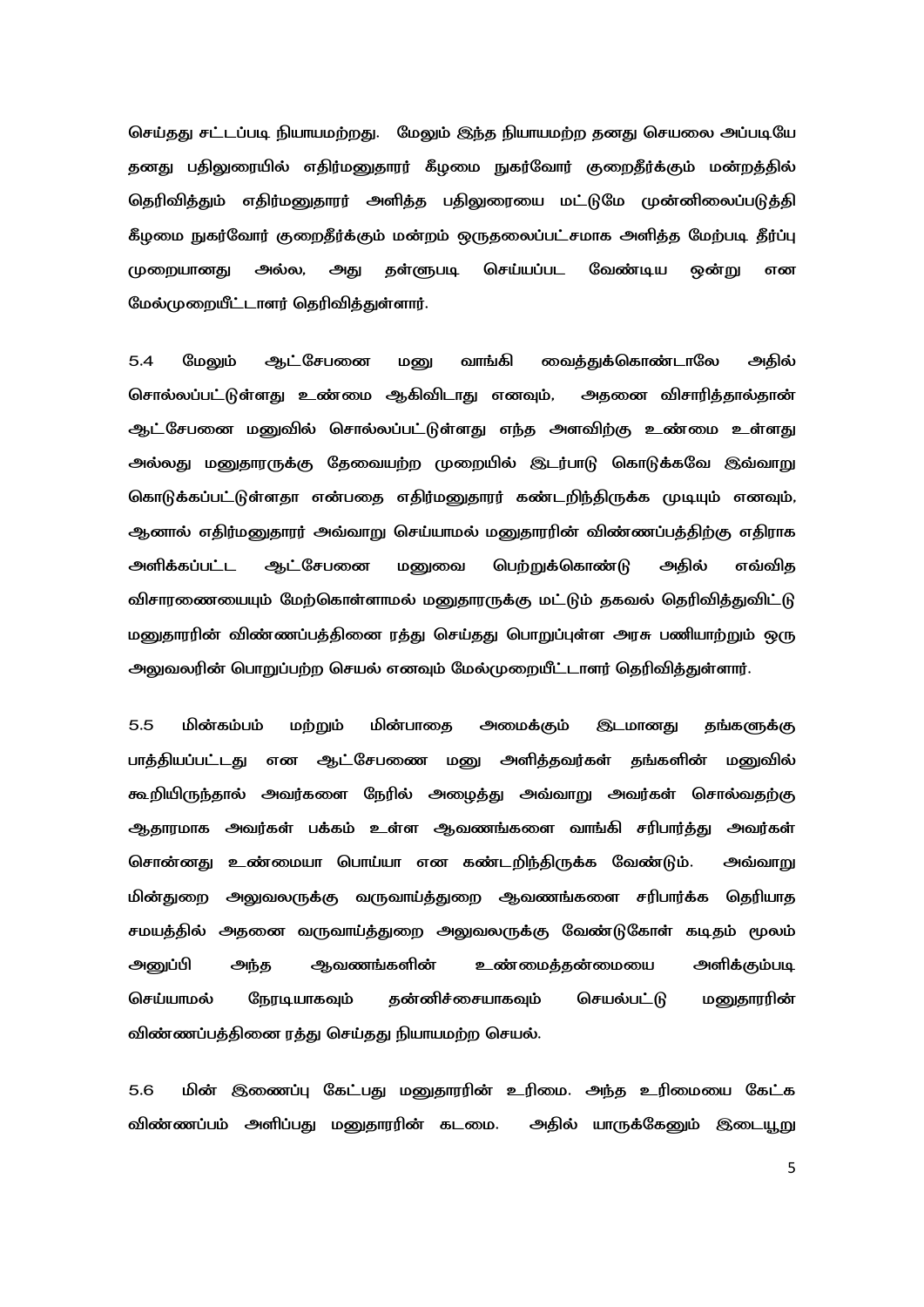செய்தது சட்டப்படி நியாயமற்றது. மேலும் இந்த நியாயமற்ற தனது செயலை அப்படியே தனது பதிலுரையில் எதிர்மனுதாரர் கீழமை நுகர்வோர் குறைதீர்க்கும் மன்றத்தில் தெரிவித்தும் எதிர்மனுதாரர் அளித்த பதிலுரையை மட்டுமே முன்னிலைப்படுத்தி கீழமை நுகர்வோர் குறைதீர்க்கும் மன்றம் ஒருதலைப்பட்சமாக அளித்த மேற்படி தீர்ப்பு முறையானது அல்ல, அது தள்ளுபடி செய்யப்பட வேண்டிய ஒன்று என மேல்முறையீட்டாளர் தெரிவித்துள்ளார்.

5.4 மேலும் ஆட்சேபனை மனு வாங்கி வைத்துக்கொண்டாலே அதில் சொல்லப்பட்டுள்ளது உண்மை ஆகிவிடாது எனவும், அதனை விசாரித்தால்தான் ஆட்சேபனை மனுவில் சொல்லப்பட்டுள்ளது எந்த அளவிற்கு உண்மை உள்ளது அல்லது மனுதாரருக்கு தேவையற்ற முறையில் இடர்பாடு கொடுக்கவே இவ்வாறு கொடுக்கப்பட்டுள்ளதா என்பதை எதிர்மனுதாரர் கண்டறிந்திருக்க முடியும் எனவும், ஆனால் எதிர்மனுதாரர் அவ்வாறு செய்யாமல் மனுதாரரின் விண்ணப்பத்திற்கு எதிராக அளிக்கப்பட்ட ஆட்சேபனை மனுவை பெற்றுக்கொண்டு அதில் எவ்வித விசாரணையையும் மேற்கொள்ளாமல் மனுதாரருக்கு மட்டும் தகவல் தெரிவித்துவிட்டு மனுதாரரின் விண்ணப்பத்தினை ரத்து செய்தது பொறுப்புள்ள அரசு பணியாற்றும் ஒரு அலுவலரின் பொறுப்பற்ற செயல் எனவும் மேல்முறையீட்டாளர் தெரிவித்துள்ளார்.

5.5 மின்கம்பம் மற்றும் மின்பாதை அமைக்கும் இடமானது தங்களுக்கு பாத்தியப்பட்டது என ஆட்சேபணை மனு அளித்தவர்கள் தங்களின் மனுவில் கூறியிருந்தால் அவர்களை நேரில் அழைத்து அவ்வாறு அவர்கள் சொல்வதற்கு ஆதாரமாக அவர்கள் பக்கம் உள்ள ஆவணங்களை வாங்கி சரிபார்த்து அவர்கள் சொன்னது உண்மையா பொய்யா என கண்டறிந்திருக்க வேண்டும். அவ்வாறு மின்துறை அலுவலருக்கு வருவாய்த்துறை ஆவணங்களை சரிபார்க்க தெரியாத சமயத்தில் அதனை வருவாய்த்துறை அலுவலருக்கு வேண்டுகோள் கடிதம் மூலம் அனுப்பி அந்த ஆவணங்களின் உண்மைத்தன்மையை அளிக்கும்படி செய்யாமல் நேரடியாகவும் தன்னிச்சையாகவும் செயல்பட்டு மனுதாரரின் விண்ணப்பத்தினை ரத்து செய்தது நியாயமற்ற செயல்.

5.6 மின் இணைப்பு கேட்பது மனுதாரரின் உரிமை. அந்த உரிமையை கேட்க விண்ணப்பம் அளிப்பது மனுதாரரின் கடமை. அதில் யாருக்கேனும் இடையூறு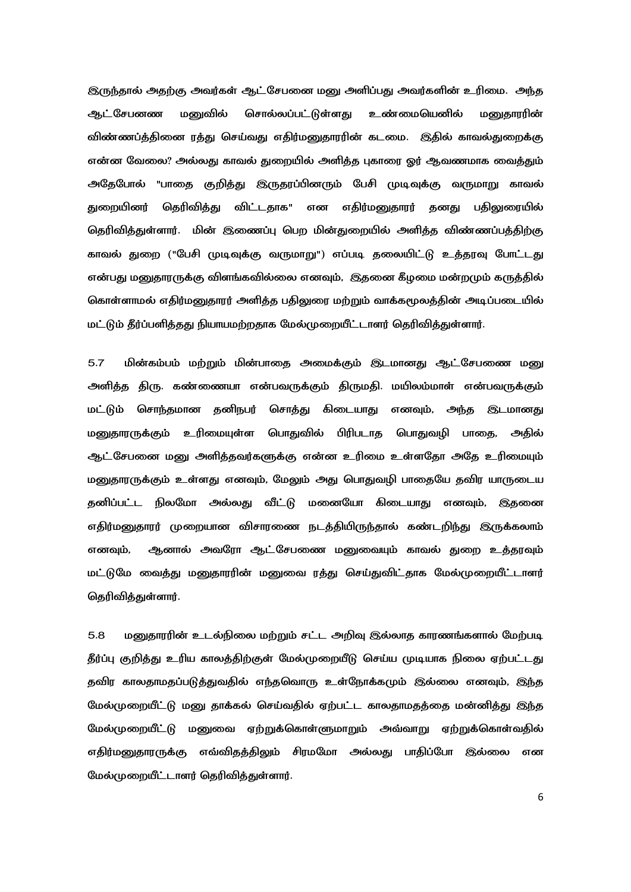இருந்தால் அதற்கு அவர்கள் ஆட்சேபனை மனு அளிப்பது அவர்களின் உரிமை. அந்த ஆட்சேபனண மனுவில் சொல்லப்பட்டுள்ளது உண்மையெனில் மனுதாரரின் விண்ணப்த்தினை ரத்து செய்வது எதிர்மனுதாரரின் கடமை. இதில் காவல்துறைக்கு என்ன வேலை? அல்லது காவல் துறையில் அளித்த புகாரை ஓர் ஆவணமாக வைத்தும் அதேபோல் "பாதை குறித்து இருதரப்பினரும் பேசி முடிவுக்கு வருமாறு காவல் துறையினர் தெரிவித்து விட்டதாக" என எதிர்மனுதாரர் தனது பதிலுரையில் தெரிவித்துள்ளார். மின் இணைப்பு பெற மின்துறையில் அளித்த விண்ணப்பத்திற்கு காவல் துறை ("பேசி முடிவுக்கு வருமாறு") எப்படி தலையிட்டு உத்தரவு போட்டது என்பது மனுதாரருக்கு விளங்கவில்லை எனவும், இதனை கீழமை மன்றமும் கருத்தில் கொள்ளாமல் எதிர்மனுதாரர் அளித்த பதிலுரை மற்றும் வாக்கமூலத்தின் அடிப்படையில் மட்டும் தீர்ப்பளித்தது நியாயமற்றதாக மேல்முறையீட்டாளர் தெரிவித்துள்ளார்.

5.7 மின்கம்பம் மற்றும் மின்பாதை அமைக்கும் இடமானது ஆட்சேபணை மனு அளித்த திரு. கண்ணையா என்பவருக்கும் திருமதி. மயிலம்மாள் என்பவருக்கும் மட்டும் சொந்தமான தனிநபர் சொத்து கிடையாது எனவும், அந்த இடமானது மனுதாரருக்கும் உரிமையுள்ள பொதுவில் பிரிபடாத பொதுவழி பாதை, அதில் ஆட்சேபனை மனு அளித்தவர்களுக்கு என்ன உரிமை உள்ளதோ அதே உரிமையும் மனுதாரருக்கும் உள்ளது எனவும், மேலும் அது பொதுவழி பாதையே தவிர யாருடைய தனிப்பட்ட நிலமோ அல்லது வீட்டு மனையோ கிடையாது எனவும், இதனை எதிர்மனுதாரர் முறையான விசாரணை நடத்தியிருந்தால் கண்டறிந்து இருக்கலாம் எனவும், ஆனால் அவரோ ஆட்சேபணை மனுவையும் காவல் துறை உத்தரவும் மட்டுமே வைத்து மனுதாரரின் மனுவை ரத்து செய்துவிட்டதாக மேல்முறையீட்டாளர் தெரிவித்துள்ளார்.

5.8 மனுதாரரின் உடல்நிலை மற்றும் சட்ட அறிவு இல்லாத காரணங்களால் மேற்படி தீர்ப்பு குறித்து உரிய காலத்திற்குள் மேல்முறையீடு செய்ய முடியாக நிலை ஏற்பட்டது தவிர காலதாமதப்படுத்துவதில் எந்தவொரு உள்நோக்கமும் இல்லை எனவும், இந்த மேல்முறையீட்டு மனு தாக்கல் செய்வதில் ஏற்பட்ட காலதாமதத்தை மன்னித்து இந்த மேல்முறையீட்டு மனுவை ஏற்றுக்கொள்ளுமாறும் அவ்வாறு ஏற்றுக்கொள்வதில் எதிர்மனுதாரருக்கு எவ்விதத்திலும் சிரமமோ அல்லது பாதிப்போ இல்லை என மேல்முறையீட்டாளர் தெரிவித்துள்ளார்.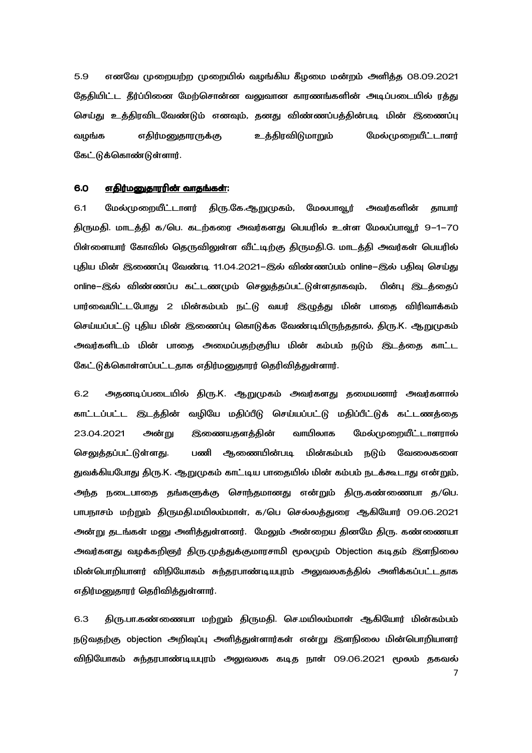5.9 எனவே முறையற்ற முறையில் வழங்கிய கீழமை மன்றம் அளித்த 08.09.2021 தேதியிட்ட தீர்ப்பினை மேற்சொன்ன வலுவான காரணங்களின் அடிப்படையில் ரத்து செய்து உத்திரவிடவேண்டும் எனவும், தனது விண்ணப்பத்தின்படி மின் இணைப்பு வழங்க எதிர்மனுதாரருக்கு உத்திரவிடுமாறும் மேல்முறையீட்டாளர் கேட்டுக்கொண்டுள்ளார்.

## 6.0 <u>எதிர்மனுதாரரின் வாதங்கள்:</u>

6.1 மேல்முறையீட்டாளர் திரு.கே.ஆறுமுகம், மேலபாவூர் அவர்களின் தாயார் திருமதி. மாடத்தி க/பெ. கடற்கரை அவர்களது பெயரில் உள்ள மேலப்பாவூர் 9–1–70 பிள்ளையார் கோவில் தெருவிலுள்ள வீட்டிற்கு திருமதி.G. மாடத்தி அவர்கள் பெயரில் புதிய மின் இணைப்பு வேண்டி 11.04.2021–இல் விண்ணப்பம் online–இல் பதிவு செய்து online–இல் விண்ணப்ப கட்டணமும் செலுத்தப்பட்டுள்ளதாகவும், பின்பு இடத்தைப் பார்வையிட்டபோது 2 மின்கம்பம் நட்டு வயர் இழுத்து மின் பாதை விரிவாக்கம் செய்யப்பட்டு புதிய மின் இணைப்பு கொடுக்க வேண்டியிருந்ததால், திரு.K. ஆறுமுகம் அவர்களிடம் மின் பாதை அமைப்பதற்குரிய மின் கம்பம் நடும் இடத்தை காட்ட கேட்டுக்கொள்ளப்பட்டதாக எதிர்மனுதாரர் தெரிவித்துள்ளார்.

6.2 அதனடிப்படையில் திரு.K. ஆறுமுகம் அவர்களது தமையனார் அவர்களால் காட்டப்பட்ட இடத்தின் வழியே மதிப்பீடு செய்யப்பட்டு மதிப்பீட்டுக் கட்டணத்தை 23.04.2021 அன்று இணையதளத்தின் வாயிலாக மேல்முறையீட்டாளரால் செலுத்தப்பட்டுள்ளது. பணி ஆணையின்படி மின்கம்பம் நடும் வேலைகளை துவக்கியபோது திரு.K. ஆறுமுகம் காட்டிய பாதையில் மின் கம்பம் நடக்கூடாது என்றும், அந்த நடைபாதை தங்களுக்கு சொந்தமானது என்றும் திரு.கண்ணையா த/பெ. பாபநாசம் மற்றும் திருமதி.மயிலம்மாள், க/பெ செல்லத்துரை ஆகியோர் 09.06.2021 அன்று தடங்கள் மனு அளித்துள்ளனர். மேலும் அன்றைய தினமே திரு. கண்ணையா அவர்களது வழக்கறிஞர் திரு.முத்துக்குமாரசாமி மூலமும் Objection கடிதம் இளநிலை மின்பொறியாளர் விநியோகம் சுந்தரபாண்டியபுரம் அலுவலகத்தில் அளிக்கப்பட்டதாக எதிர்மனுதாரர் தெரிவித்துள்ளார்.

6.3 திரு.பா.கண்ணையா மற்றும் திருமதி. செ.மயிலம்மாள் ஆகியோர் மின்கம்பம் நடுவதற்கு objection அறிவுப்பு அளித்துள்ளார்கள் என்று இளநிலை மின்பொறியாளர் விநியோகம் சுந்தரபாண்டியபுரம் அலுவலக கடித நாள் 09.06.2021 மூலம் தகவல்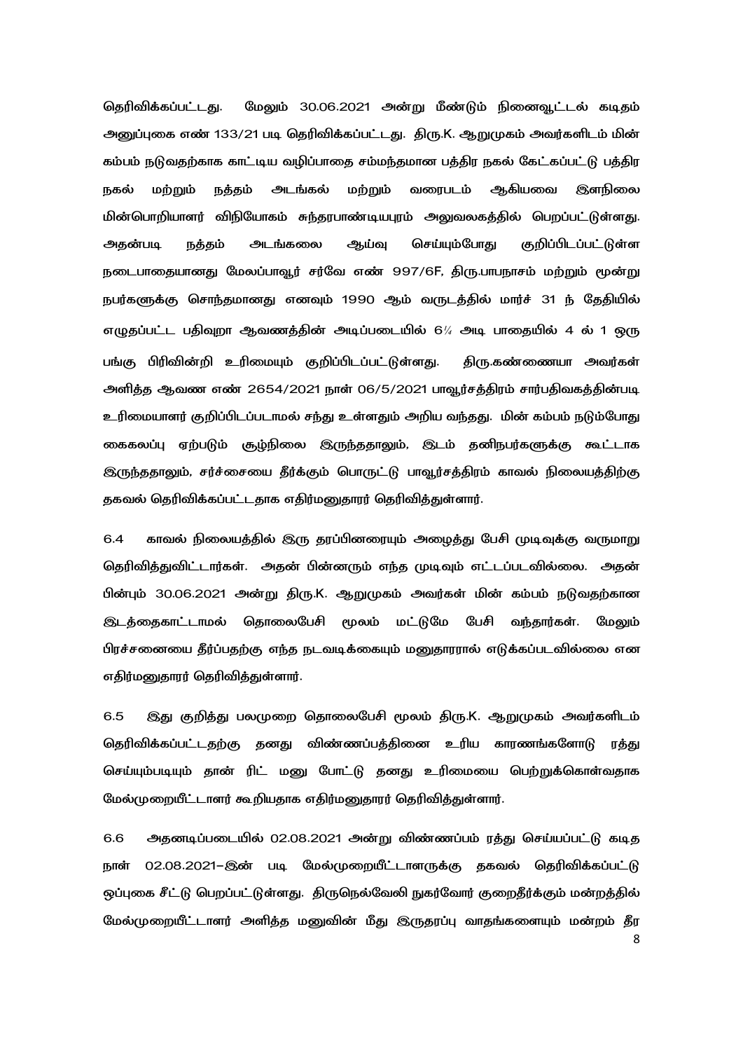தெரிவிக்கப்பட்டது. மேலும் 30.06.2021 அன்று மீண்டும் நினைவூட்டல் கடிதம் அனுப்புகை எண் 133/21 படி தெரிவிக்கப்பட்டது. திரு.K. ஆறுமுகம் அவர்களிடம் மின் கம்பம் நடுவதற்காக காட்டிய வழிப்பாதை சம்மந்தமான பத்திர நகல் கேட்கப்பட்டு பத்திர நகல் மற்றும் நத்தம் அடங்கல் மற்றும் வரைபடம் ஆகியவை இளநிலை மின்பொறியாளர் விநியோகம் சுந்தரபாண்டியபுரம் அலுவலகத்தில் பெறப்பட்டுள்ளது. அதன்படி நத்தம் அடங்கலை ஆய்வு செய்யும்போது குறிப்பிடப்பட்டுள்ள நடைபாதையானது மேலப்பாவூர் சர்வே எண் 997/6F, திரு.பாபநாசம் மற்றும் மூன்று நபர்களுக்கு சொந்தமானது எனவும் 1990 ஆம் வருடத்தில் மார்ச் 31 ந் தேதியில் எழுதப்பட்ட பதிவுறா ஆவணத்தின் அடிப்படையில் 6¼ அடி பாதையில் 4 ல் 1 ஒரு பங்கு பிரிவின்றி உரிமையும் குறிப்பிடப்பட்டுள்ளது. திரு.கண்ணையா அவர்கள் அளித்த ஆவண எண் 2654/2021 நாள் 06/5/2021 பாவூர்சத்திரம் சார்பதிவகத்தின்படி உரிமையாளர் குறிப்பிடப்படாமல் சந்து உள்ளதும் அறிய வந்தது. மின் கம்பம் நடும்போது கைகலப்பு ஏற்படும் சூழ்நிலை இருந்ததாலும், இடம் தனிநபர்களுக்கு கூட்டாக இருந்ததாலும், சர்ச்சையை தீர்க்கும் பொருட்டு பாவூர்சத்திரம் காவல் நிலையத்திற்கு தகவல் தெரிவிக்கப்பட்டதாக எதிர்மனுதாரர் தெரிவித்துள்ளார்.

6.4 காவல் நிலையத்தில் இரு தரப்பினரையும் அழைத்து பேசி முடிவுக்கு வருமாறு தெரிவித்துவிட்டார்கள். அதன் பின்னரும் எந்த முடிவும் எட்டப்படவில்லை. அதன் பின்பும் 30.06.2021 அன்று திரு.K. ஆறுமுகம் அவர்கள் மின் கம்பம் நடுவதற்கான இடத்தைகாட்டாமல் தொலைபேசி மூலம் மட்டுமே பேசி வந்தார்கள். மேலும் பிரச்சனையை தீர்ப்பதற்கு எந்த நடவடிக்கையும் மனுதாரரால் எடுக்கப்படவில்லை என எதிர்மனுதாரர் தெரிவித்துள்ளார்.

6.5 இது குறித்து பலமுறை தொலைபேசி மூலம் திரு.K. ஆறுமுகம் அவர்களிடம் தெரிவிக்கப்பட்டதற்கு தனது விண்ணப்பத்தினை உரிய காரணங்களோடு ரத்து செய்யும்படியும் தான் ரிட் மனு போட்டு தனது உரிமையை பெற்றுக்கொள்வதாக மேல்முறையீட்டாளர் கூறியதாக எதிர்மனுதாரர் தெரிவித்துள்ளார்.

6.6 அதனடிப்படையில் 02.08.2021 அன்று விண்ணப்பம் ரத்து செய்யப்பட்டு கடித நாள் 02.08.2021–இன் படி மேல்முறையீட்டாளருக்கு தகவல் தெரிவிக்கப்பட்டு ஒப்புகை சீட்டு பெறப்பட்டுள்ளது. திருநெல்வேலி நுகர்வோர் குறைதீர்க்கும் மன்றத்தில் மேல்முறையீட்டாளர் அளித்த மனுவின் மீது இருதரப்பு வாதங்களையும் மன்றம் தீர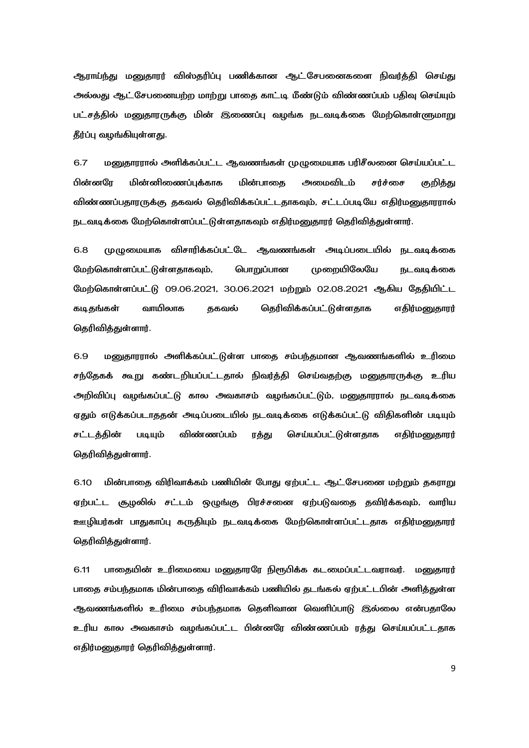ஆராய்ந்து மனுதாரர் விஸ்தரிப்பு பணிக்கான ஆட்சேபனைகளை நிவர்த்தி செய்து அல்லது ஆட்சேபனையற்ற மாற்று பாதை காட்டி மீண்டும் விண்ணப்பம் பதிவு செய்யும் பட்சத்தில் மனுதாரருக்கு மின் இணைப்பு வழங்க நடவடிக்கை மேற்கொள்ளுமாறு தீர்ப்பு வழங்கியுள்ளது.

6.7 மனுதாரரால் அளிக்கப்பட்ட ஆவணங்கள் முழுமையாக பரிசீலனை செய்யப்பட்ட பின்னரே மின்னிணைப்புக்காக மின்பாதை அமைவிடம் சர்ச்சை குறித்து விண்ணப்பதாரருக்கு தகவல் தெரிவிக்கப்பட்டதாகவும், சட்டப்படியே எதிர்மனுதாரரால் நடவடிக்கை மேற்கொள்ளப்பட்டுள்ளதாகவும் எதிர்மனுதாரர் தெரிவித்துள்ளார்.

6.8 முழுமையாக விசாரிக்கப்பட்டே ஆவணங்கள் அடிப்படையில் நடவடிக்கை மேற்கொள்ளப்பட்டுள்ளதாகவும், பொறுப்பான முறையிலேயே நடவடிக்கை மேற்கொள்ளப்பட்டு 09.06.2021, 30.06.2021 மற்றும் 02.08.2021 ஆகிய தேதியிட்ட கடிதங்கள் வாயிலாக தகவல் தெரிவிக்கப்பட்டுள்ளதாக எதிர்மனுதாரர் தெரிவித்துள்ளார்.

6.9 மனுதாரரால் அளிக்கப்பட்டுள்ள பாதை சம்பந்தமான ஆவணங்களில் உரிமை சந்தேகக் கூறு கண்டறியப்பட்டதால் நிவர்த்தி செய்வதற்கு மனுதாரருக்கு உரிய அறிவிப்பு வழங்கப்பட்டு கால அவகாசம் வழங்கப்பட்டும், மனுதாரரால் நடவடிக்கை ஏதும் எடுக்கப்படாததன் அடிப்படையில் நடவடிக்கை எடுக்கப்பட்டு விதிகளின் படியும் சட்டத்தின் படியும் விண்ணப்பம் ரத்து செய்யப்பட்டுள்ளதாக எதிர்மனுதாரர் தெரிவித்துள்ளார்.

6.10 மின்பாதை விரிவாக்கம் பணியின் போது ஏற்பட்ட ஆட்சேபனை மற்றும் தகராறு ஏற்பட்ட சூழலில் சட்டம் ஒழுங்கு பிரச்சனை ஏற்படுவதை தவிர்க்கவும், வாரிய ஊழியர்கள் பாதுகாப்பு கருதியும் நடவடிக்கை மேற்கொள்ளப்பட்டதாக எதிர்மனுதாரர் தெரிவித்துள்ளார்.

6.11 பாதையின் உரிமையை மனுதாரரே நிரூபிக்க கடமைப்பட்டவராவர். மனுதாரர் பாதை சம்பந்தமாக மின்பாதை விரிவாக்கம் பணியில் தடங்கல் ஏற்பட்டபின் அளித்துள்ள ஆவணங்களில் உரிமை சம்பந்தமாக தெளிவான வெளிப்பாடு இல்லை என்பதாலே உரிய கால அவகாசம் வழங்கப்பட்ட பின்னரே விண்ணப்பம் ரத்து செய்யப்பட்டதாக எதிர்மனுதாரர் தெரிவித்துள்ளார்.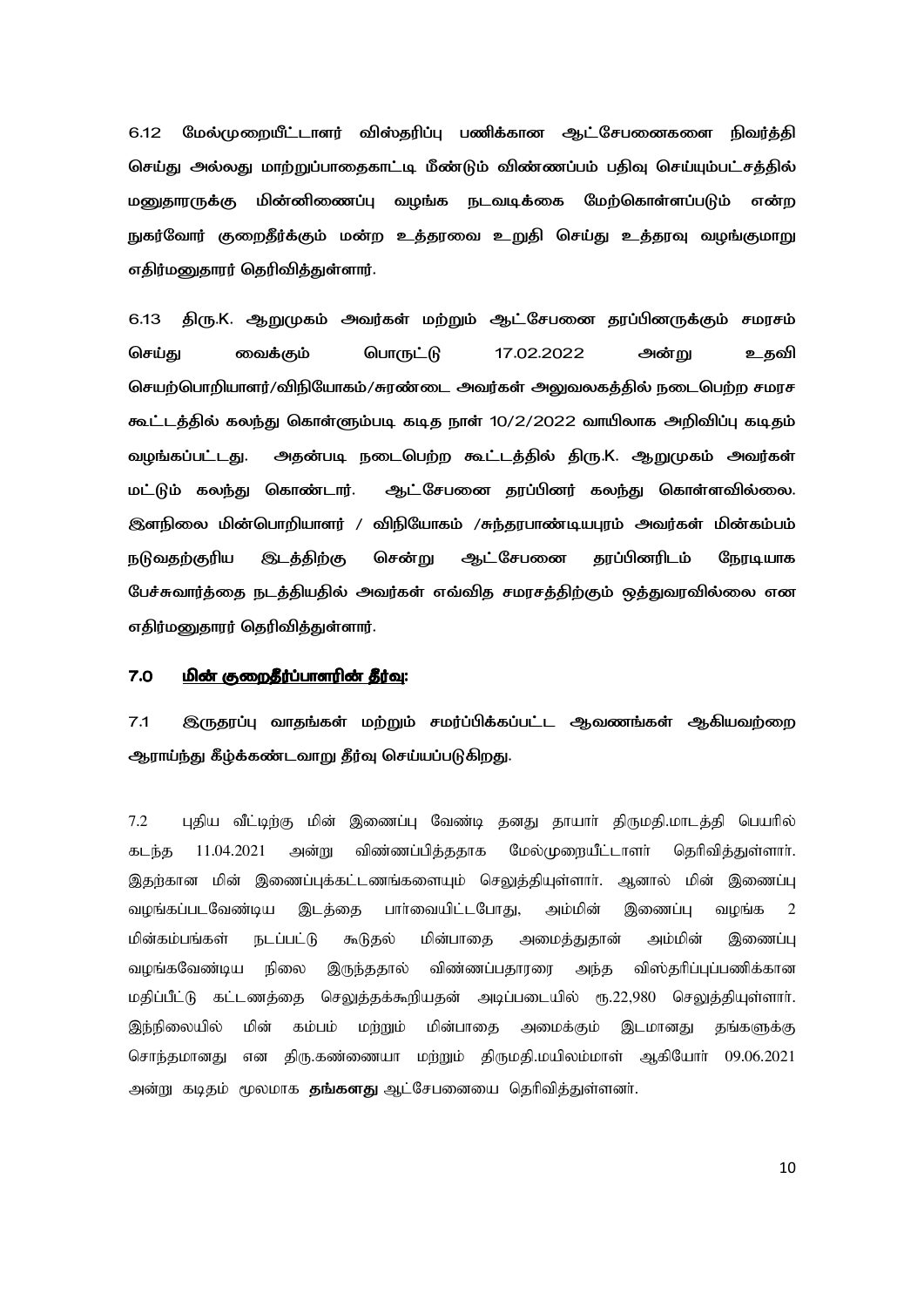6.12 மேல்முறையீட்டாளர் விஸ்தரிப்பு பணிக்கான ஆட்சேபனைகளை நிவர்த்தி செய்து அல்லது மாற்றுப்பாதைகாட்டி மீண்டும் விண்ணப்பம் பதிவு செய்யும்பட்சத்தில் மனுதாரருக்கு மின்னிணைப்பு வழங்க நடவடிக்கை மேற்கொள்ளப்படும் என்ற நுகர்வோர் குறைதீர்க்கும் மன்ற உத்தரவை உறுதி செய்து உத்தரவு வழங்குமாறு எதிர்மனுதாரர் தெரிவித்துள்ளார்.

6.13 திரு.K. ஆறுமுகம் அவர்கள் மற்றும் ஆட்சேபனை தரப்பினருக்கும் சமரசம் செய்து வைக்கும் பொருட்டு 17.02.2022 அன்று உதவி செயற்பொறியாளர்/விநியோகம்/சுரண்டை அவர்கள் அலுவலகத்தில் நடைபெற்ற சமரச கூட்டத்தில் கலந்து கொள்ளும்படி கடித நாள் 10/2/2022 வாயிலாக அறிவிப்பு கடிதம் வழங்கப்பட்டது. அதன்படி நடைபெற்ற கூட்டத்தில் திரு.K. ஆறுமுகம் அவர்கள் மட்டும் கலந்து கொண்டார். ஆட்சேபனை தரப்பினர் கலந்து கொள்ளவில்லை. இளநிலை மின்பொறியாளர் / விநியோகம் /சுந்தரபாண்டியபுரம் அவர்கள் மின்கம்பம் நடுவதற்குரிய இடத்திற்கு சென்று ஆட்சேபனை தரப்பினரிடம் நேரடியாக பேச்சுவார்த்தை நடத்தியதில் அவர்கள் எவ்வித சமரசத்திற்கும் ஒத்துவரவில்லை என எதிர்மனுதாரர் தெரிவித்துள்ளார்.

## 7.0 <u>மின் குறைதீர்ப்பாளரின் தீர்வு:</u>

7.1 இருதரப்பு வாதங்கள் மற்றும் சமர்ப்பிக்கப்பட்ட ஆவணங்கள் ஆகியவற்றை ஆராய்ந்து கீழ்க்கண்டவாறு தீர்வு செய்யப்படுகிறது.

7.2 புதிய வீட்டிற்கு மின் இணைப்பு வேண்டி தனது தாயார் திருமதி.மாடத்தி பெயரில் கடந்த 11.04.2021 அன்று விண்ணப்பித்ததாக மேல்முறையீட்டாளர் தெரிவித்துள்ளார். இதற்கான மின் இணைப்புக்கட்டணங்களையும் செலுத்தியுள்ளார். ஆனால் மின் இணைப்பு வழங்கப்படவேண்டிய இடத்தை பார்வையிட்டபோது, அம்மின் இணைப்பு வழங்க 2 மின்கம்பங்கள் நடப்பட்டு கூடுதல் மின்பாதை அமைத்துதான் அம்மின் இணைப்பு வழங்கவேண்டிய நிலை இருந்ததால் விண்ணப்பதாரரை அந்த விஸ்தரிப்புப்பணிக்கான மதிப்பீட்டு கட்டணத்தை செலுத்தக்கூறியதன் அடிப்படையில் ரூ.22,980 செலுத்தியுள்ளார். இந்நிலையில் மின் கம்பம் மற்றும் மின்பாதை அமைக்கும் இடமானது தங்களுக்கு சொந்தமானது என திரு.கண்ணையா மற்றும் திருமதி.மயிலம்மாள் ஆகியோர் 09.06.2021 அன்று கடிதம் மூலமாக **தங்களது** ஆட்சேபனையை தெரிவித்துள்ளனர்.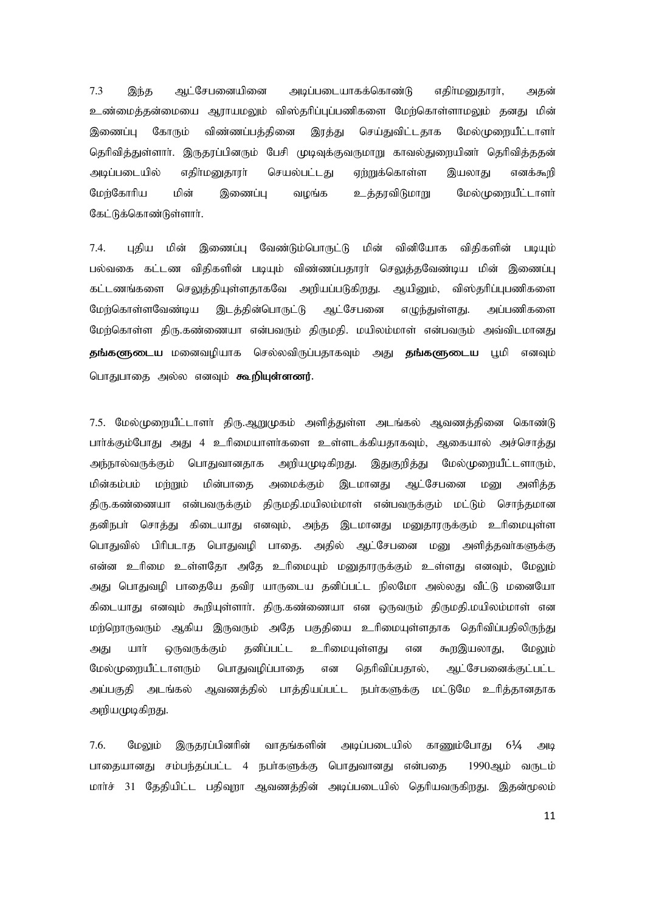7.3 இந்த ஆட்சேபனையினை அடிப்படையாகக்கொண்டு எதிர்மனுதாரர், அதன் உண்மைத்தன்மையை ஆராயமலும் விஸ்தரிப்புப்பணிகளை மேற்கொள்ளாமலும் தனது மின் இணைப்பு கோரும் விண்ணப்பத்தினை இரத்து செய்துவிட்டதாக மேல்முறையீட்டாளர் தெரிவித்துள்ளார். இருதரப்பினரும் பேசி முடிவுக்குவருமாறு காவல்துறையினர் தெரிவித்ததன் அடிப்படையில் எதிர்மனுதாரர் செயல்பட்டது ஏற்றுக்கொள்ள இயலாது எனக்கூறி மேற்கோரிய மின் இணைப்பு வழங்க உத்தரவிடுமாறு மேல்முறையீட்டாளர் கேட்டுக்கொண்டுள்ளார்.

7.4. புதிய மின் இணைப்பு வேண்டும்பொருட்டு மின் வினியோக விதிகளின் படியும் பல்வகை கட்டண விதிகளின் படியும் விண்ணப்பதாரர் செலுத்தவேண்டிய மின் இணைப்பு கட்டணங்களை செலுத்தியுள்ளதாகவே அறியப்படுகிறது. ஆயினும், விஸ்தரிப்புபணிகளை மேற்கொள்ளவேண்டிய இடத்தின்பொருட்டு ஆட்சேபனை எழுந்துள்ளது. அப்பணிகளை மேற்கொள்ள திரு.கண்ணையா என்பவரும் திருமதி. மயிலம்மாள் என்பவரும் அவ்விடமானது **தங்களுடைய** மனைவழியாக செல்லவிருப்பதாகவும் அது **தங்களுடைய** பூமி எனவும் பொதுபாதை அல்ல எனவும் **கூறியுள்ளனர்**.

7.5. மேல்முறையீட்டாளர் திரு.ஆறுமுகம் அளித்துள்ள அடங்கல் ஆவணத்தினை கொண்டு பார்க்கும்போது அது 4 உரிமையாளர்களை உள்ளடக்கியதாகவும், ஆகையால் அச்சொத்து அந்நால்வருக்கும் பொதுவானதாக அறியமுடிகிறது. இதுகுறித்து மேல்முறையீட்டளாரும், மின்கம்பம் மற்றும் மின்பாதை அமைக்கும் இடமானது ஆட்சேபனை மனு அளித்த திரு.கண்ணையா என்பவருக்கும் திருமதி.மயிலம்மாள் என்பவருக்கும் மட்டும் சொந்தமான தனிநபர் சொத்து கிடையாது எனவும், அந்த இடமானது மனுதாரருக்கும் உரிமையுள்ள பொதுவில் பிரிபடாத பொதுவழி பாதை. அதில் ஆட்சேபனை மனு அளித்தவர்களுக்கு என்ன உரிமை உள்ளதோ அதே உரிமையும் மனுதாரருக்கும் உள்ளது எனவும், மேலும் அது பொதுவழி பாதையே தவிர யாருடைய தனிப்பட்ட நிலமோ அல்லது வீட்டு மனையோ கிடையாது எனவும் கூறியுள்ளார். திரு.கண்ணையா என ஒருவரும் திருமதி.மயிலம்மாள் என மற்றொருவரும் ஆகிய இருவரும் அதே பகுதியை உரிமையுள்ளதாக தெரிவிப்பதிலிருந்து அது யார் ஒருவருக்கும் தனிப்பட்ட உரிமையுள்ளது என கூறஇயலாது, மேலும் மேல்முறையீட்டாளரும் பொதுவழிப்பாதை என தெரிவிப்பதால், ஆட்சேபனைக்குட்பட்ட அப்பகுதி அடங்கல் ஆவணத்தில் பாத்தியப்பட்ட நபர்களுக்கு மட்டுமே உரித்தானதாக அறியமுடிகிறது.

7.6. மேலும் இருதரப்பினரின் வாதங்களின் அடிப்படையில் காணும்போது 6¼ அடி பாதையானது சம்பந்தப்பட்ட 4 நபர்களுக்கு பொதுவானது என்பதை 1990ஆம் வருடம் மார்ச் 31 தேதியிட்ட பதிவுறா ஆவணத்தின் அடிப்படையில் தெரியவருகிறது. இதன்மூலம்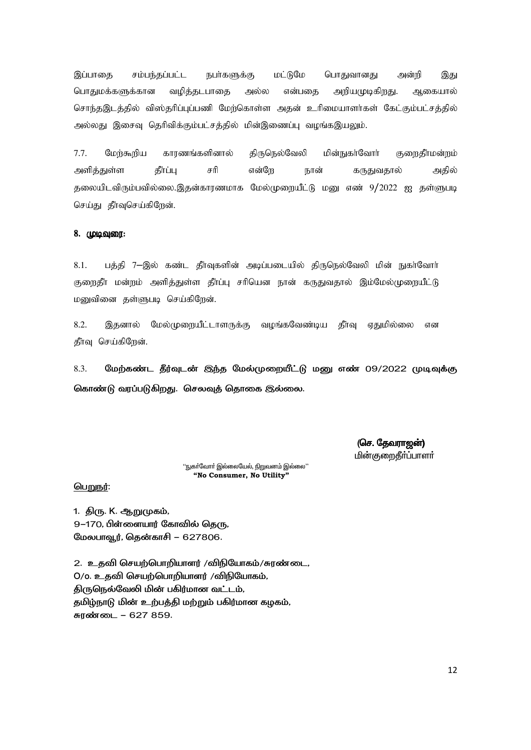இப்பாதை சம்பந்தப்பட்ட நபர்களுக்கு மட்டுமே பொதுவானது அன்றி இது பொதுமக்களுக்கான வழித்தடபாதை அல்ல என்பதை அறியமுடிகிறது. ஆகையால் சொந்தஇடத்தில் விஸ்தரிப்புப்பணி மேற்கொள்ள அதன் உரிமையாளர்கள் கேட்கும்பட்சத்தில் அல்லது இசைவு தெரிவிக்கும்பட்சத்தில் மின்இணைப்பு வழங்கஇயலும்.

7.7. மேற்கூறிய காரணங்களினால் திருநெல்வேலி மின்நுகர்வோர் குறைதீர்மன்றம் அளித்துள்ள தீர்ப்பு சரி என்றே நான் கருதுவதால் அதில் தலையிடவிரும்பவில்லை.இதன்காரணமாக மேல்முறையீட்டு மனு எண் 9/2022 ஐ தள்ளுபடி செய்து தீர்வுசெய்கிறேன்.

**8. முடிவுரை:**

8.1. பத்தி 7–இல் கண்ட தீர்வுகளின் அடிப்படையில் திருநெல்வேலி மின் நுகர்வோர் குறைதீர் மன்றம் அளித்துள்ள தீர்ப்பு சரியென நான் கருதுவதால் இம்மேல்முறையீட்டு மனுவினை தள்ளுபடி செய்கிறேன்.

8.2. இதனால் மேல்முறையீட்டாளருக்கு வழங்கவேண்டிய தீர்வு ஏதுமில்லை என தீர்வு செய்கிறேன்.

8.3. **மேற்கண்ட தீர்வுடன் இந்த மேல்முறையீட்டு மனு எண் 09/2022 முடிவுக்கு கொண்டு வரப்படுகிறது. செலவுத் தொகை இல்லை.**

**(செ. தேவராஜன்)**
மின்குறைதீர்ப்பாளர்

"நுகர்வோர் இல்லையேல், நிறுவனம் இல்லை"
**"No Consumer, No Utility"**

பெறுநர்:

1. திரு. K. ஆறுமுகம்,
9–170, பிள்ளையார் கோவில் தெரு,
மேலபாவூர், தென்காசி – 627806.

2. உதவி செயற்பொறியாளர் /விநியோகம்/சுரண்டை,
O/o. உதவி செயற்பொறியாளர் /விநியோகம்,
திருநெல்வேலி மின் பகிர்மான வட்டம்,
தமிழ்நாடு மின் உற்பத்தி மற்றும் பகிர்மான கழகம்,
சுரண்டை – 627 859.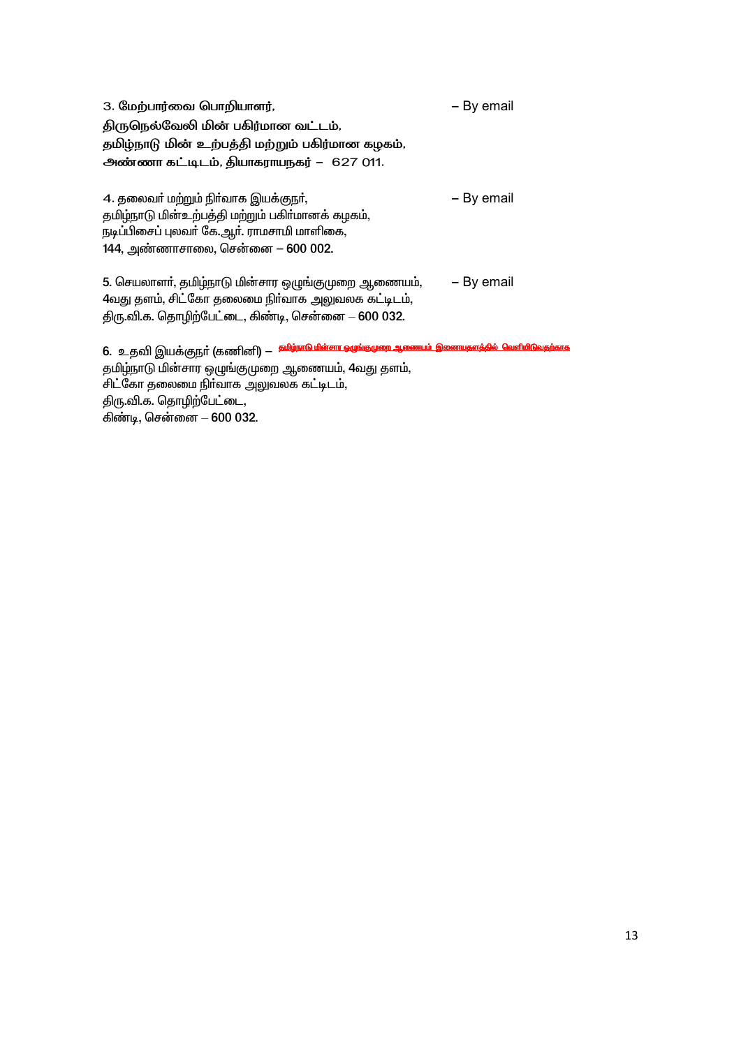3. மேற்பார்வை பொறியாளர், – By email
**திருநெல்வேலி மின் பகிர்மான வட்டம்,**
**தமிழ்நாடு மின் உற்பத்தி மற்றும் பகிர்மான கழகம்,**
**அண்ணா கட்டிடம், தியாகராஜநகர் – 627 011.**

4. தலைவர் மற்றும் நிர்வாக இயக்குநர், – By email
தமிழ்நாடு மின்உற்பத்தி மற்றும் பகிர்மானக் கழகம்,
நடிப்பிசைப் புலவர் கே.ஆர். ராமசாமி மாளிகை,
144, அண்ணாசாலை, சென்னை – 600 002.

5. செயலாளர், தமிழ்நாடு மின்சார ஒழுங்குமுறை ஆணையம், – By email
4வது தளம், சிட்கோ தலைமை நிர்வாக அலுவலக கட்டிடம்,
திரு.வி.க. தொழிற்பேட்டை, கிண்டி, சென்னை – 600 032.

6. உதவி இயக்குநர் (கணினி) – தமிழ்நாடு மின்சார ஒழுங்குமுறை ஆணையம் இணையதளத்தில் வெளியிடுவதற்காக
தமிழ்நாடு மின்சார ஒழுங்குமுறை ஆணையம், 4வது தளம்,
சிட்கோ தலைமை நிர்வாக அலுவலக கட்டிடம்,
திரு.வி.க. தொழிற்பேட்டை,
கிண்டி, சென்னை – 600 032.